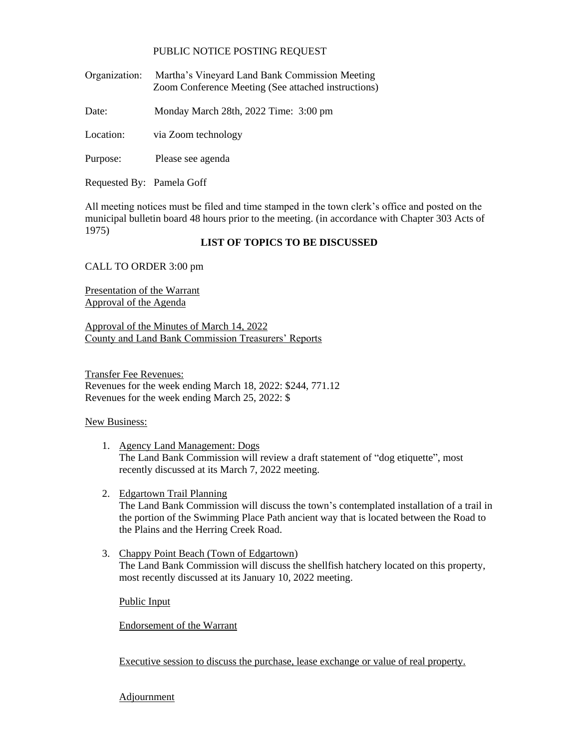PUBLIC NOTICE POSTING REQUEST

Organization: Martha's Vineyard Land Bank Commission Meeting
Zoom Conference Meeting (See attached instructions)

Date: Monday March 28th, 2022 Time: 3:00 pm

Location: via Zoom technology

Purpose: Please see agenda

Requested By: Pamela Goff

All meeting notices must be filed and time stamped in the town clerk's office and posted on the municipal bulletin board 48 hours prior to the meeting. (in accordance with Chapter 303 Acts of 1975)

**LIST OF TOPICS TO BE DISCUSSED**

CALL TO ORDER 3:00 pm

Presentation of the Warrant
Approval of the Agenda

Approval of the Minutes of March 14, 2022
County and Land Bank Commission Treasurers' Reports

Transfer Fee Revenues:
Revenues for the week ending March 18, 2022: $244, 771.12
Revenues for the week ending March 25, 2022: $

New Business:

1. Agency Land Management: Dogs
   The Land Bank Commission will review a draft statement of "dog etiquette", most recently discussed at its March 7, 2022 meeting.

2. Edgartown Trail Planning
   The Land Bank Commission will discuss the town's contemplated installation of a trail in the portion of the Swimming Place Path ancient way that is located between the Road to the Plains and the Herring Creek Road.

3. Chappy Point Beach (Town of Edgartown)
   The Land Bank Commission will discuss the shellfish hatchery located on this property, most recently discussed at its January 10, 2022 meeting.

   Public Input

   Endorsement of the Warrant

   Executive session to discuss the purchase, lease exchange or value of real property.

   Adjournment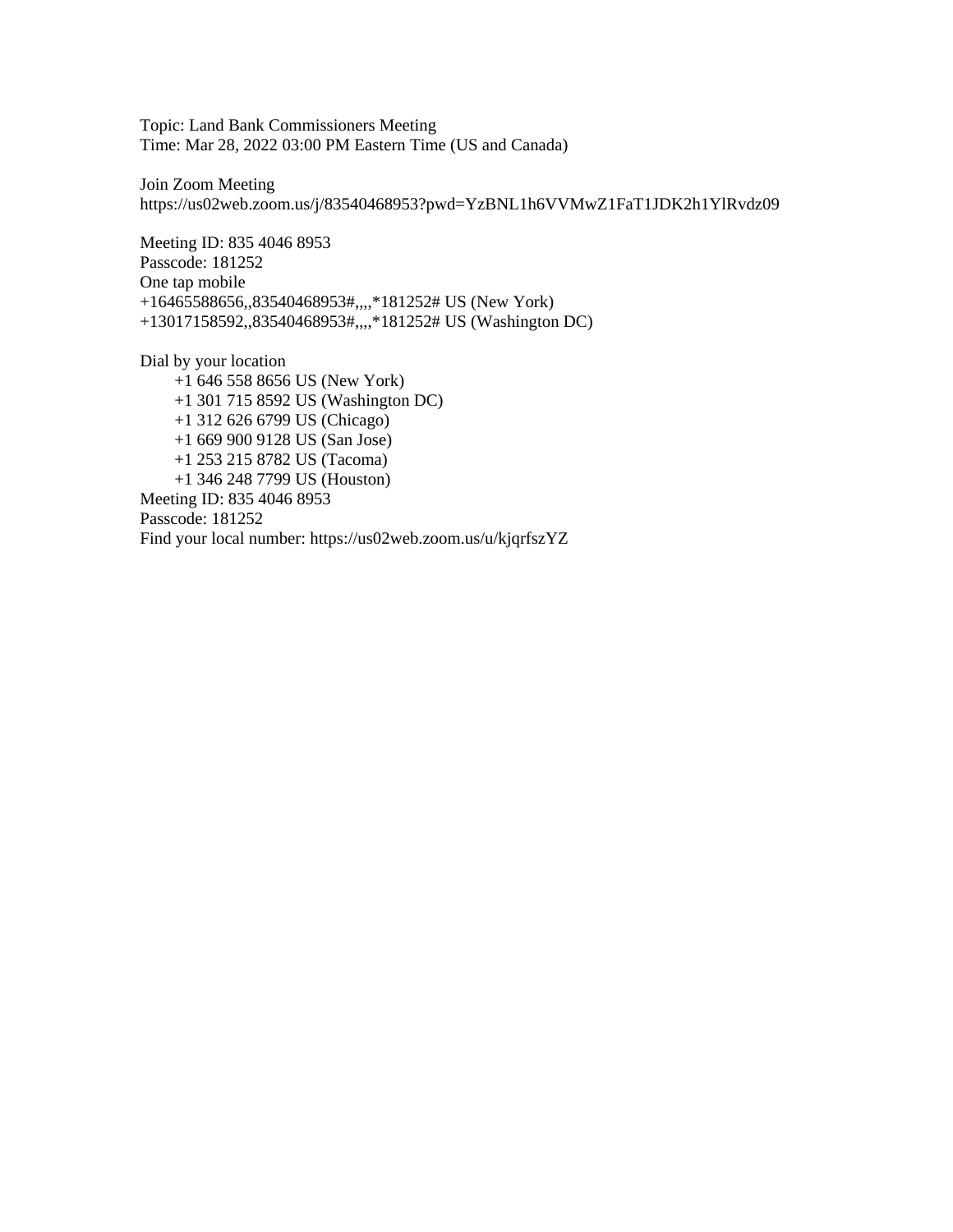Topic: Land Bank Commissioners Meeting
Time: Mar 28, 2022 03:00 PM Eastern Time (US and Canada)

Join Zoom Meeting
https://us02web.zoom.us/j/83540468953?pwd=YzBNL1h6VVMwZ1FaT1JDK2h1YlRvdz09

Meeting ID: 835 4046 8953
Passcode: 181252
One tap mobile
+16465588656,,83540468953#,,,,*181252# US (New York)
+13017158592,,83540468953#,,,,*181252# US (Washington DC)

Dial by your location
- +1 646 558 8656 US (New York)
- +1 301 715 8592 US (Washington DC)
- +1 312 626 6799 US (Chicago)
- +1 669 900 9128 US (San Jose)
- +1 253 215 8782 US (Tacoma)
- +1 346 248 7799 US (Houston)

Meeting ID: 835 4046 8953
Passcode: 181252
Find your local number: https://us02web.zoom.us/u/kjqrfszYZ